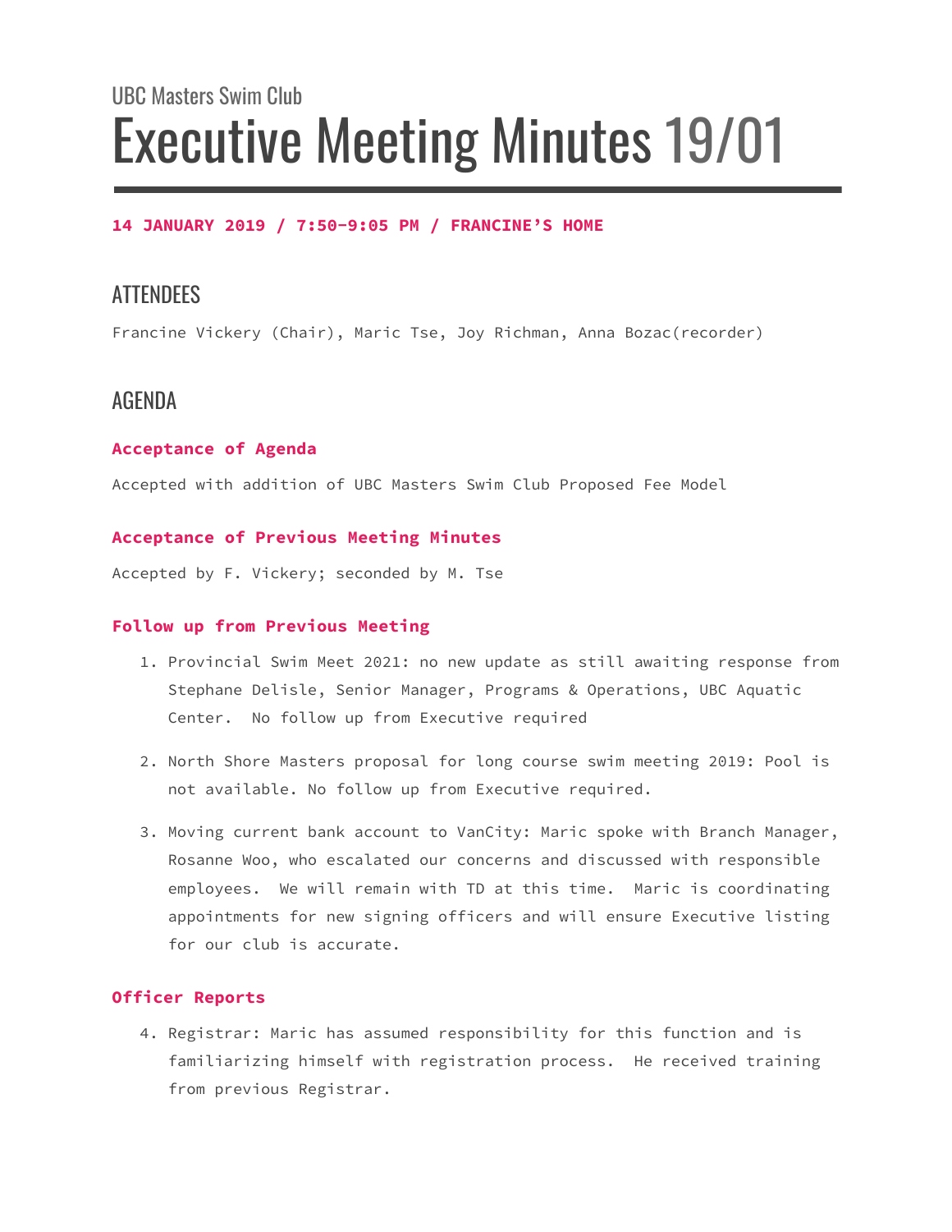UBC Masters Swim Club

# Executive Meeting Minutes 19/01

**14 JANUARY 2019 / 7:50-9:05 PM / FRANCINE'S HOME**

## ATTENDEES

Francine Vickery (Chair), Maric Tse, Joy Richman, Anna Bozac(recorder)

## AGENDA

### Acceptance of Agenda

Accepted with addition of UBC Masters Swim Club Proposed Fee Model

### Acceptance of Previous Meeting Minutes

Accepted by F. Vickery; seconded by M. Tse

### Follow up from Previous Meeting

1. Provincial Swim Meet 2021: no new update as still awaiting response from Stephane Delisle, Senior Manager, Programs & Operations, UBC Aquatic Center. No follow up from Executive required
2. North Shore Masters proposal for long course swim meeting 2019: Pool is not available. No follow up from Executive required.
3. Moving current bank account to VanCity: Maric spoke with Branch Manager, Rosanne Woo, who escalated our concerns and discussed with responsible employees. We will remain with TD at this time. Maric is coordinating appointments for new signing officers and will ensure Executive listing for our club is accurate.

### Officer Reports

4. Registrar: Maric has assumed responsibility for this function and is familiarizing himself with registration process. He received training from previous Registrar.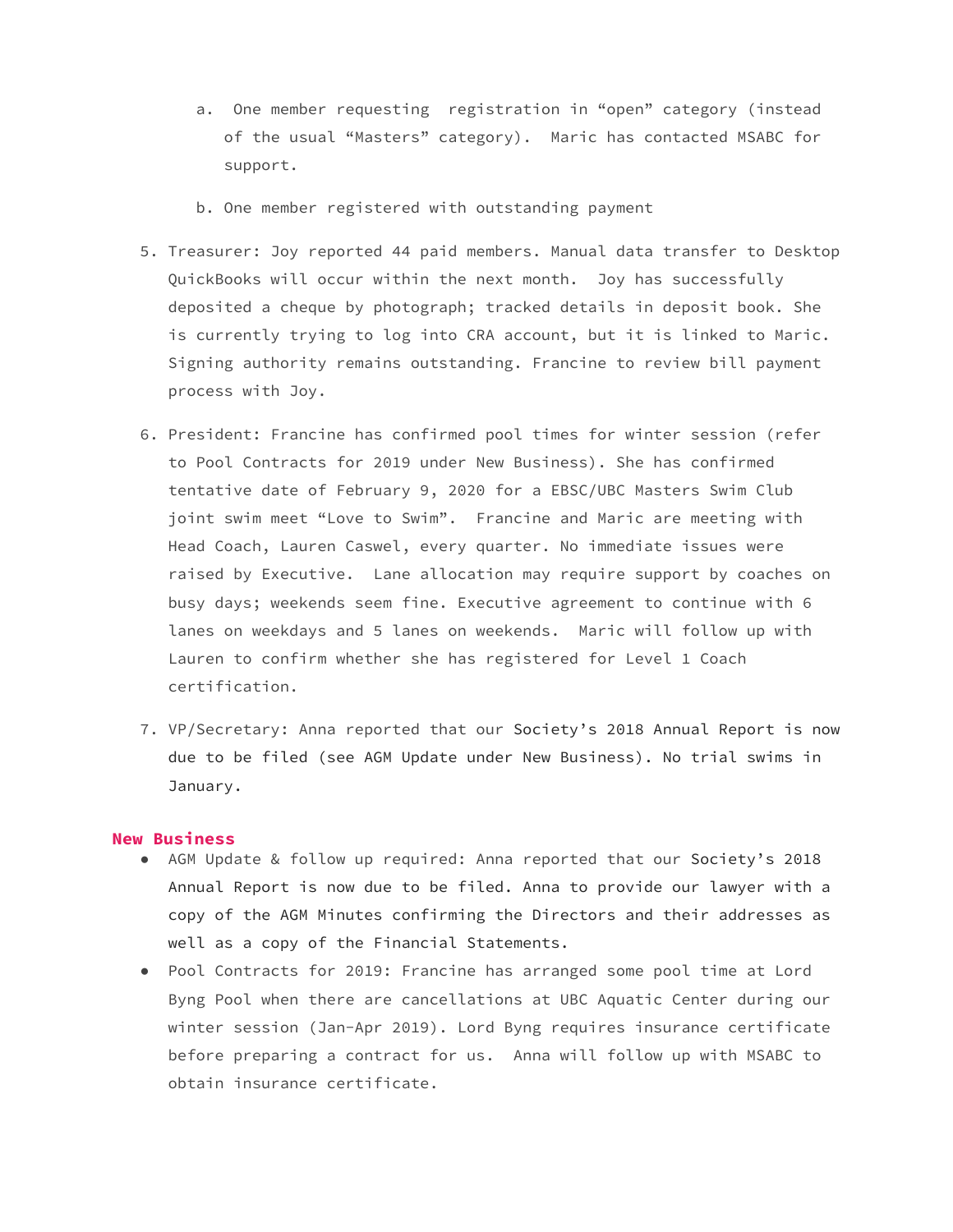a. One member requesting registration in "open" category (instead of the usual "Masters" category). Maric has contacted MSABC for support.

   b. One member registered with outstanding payment

5. Treasurer: Joy reported 44 paid members. Manual data transfer to Desktop QuickBooks will occur within the next month. Joy has successfully deposited a cheque by photograph; tracked details in deposit book. She is currently trying to log into CRA account, but it is linked to Maric. Signing authority remains outstanding. Francine to review bill payment process with Joy.

6. President: Francine has confirmed pool times for winter session (refer to Pool Contracts for 2019 under New Business). She has confirmed tentative date of February 9, 2020 for a EBSC/UBC Masters Swim Club joint swim meet "Love to Swim". Francine and Maric are meeting with Head Coach, Lauren Caswel, every quarter. No immediate issues were raised by Executive. Lane allocation may require support by coaches on busy days; weekends seem fine. Executive agreement to continue with 6 lanes on weekdays and 5 lanes on weekends. Maric will follow up with Lauren to confirm whether she has registered for Level 1 Coach certification.

7. VP/Secretary: Anna reported that our Society's 2018 Annual Report is now due to be filed (see AGM Update under New Business). No trial swims in January.

## New Business

- AGM Update & follow up required: Anna reported that our Society's 2018 Annual Report is now due to be filed. Anna to provide our lawyer with a copy of the AGM Minutes confirming the Directors and their addresses as well as a copy of the Financial Statements.
- Pool Contracts for 2019: Francine has arranged some pool time at Lord Byng Pool when there are cancellations at UBC Aquatic Center during our winter session (Jan-Apr 2019). Lord Byng requires insurance certificate before preparing a contract for us. Anna will follow up with MSABC to obtain insurance certificate.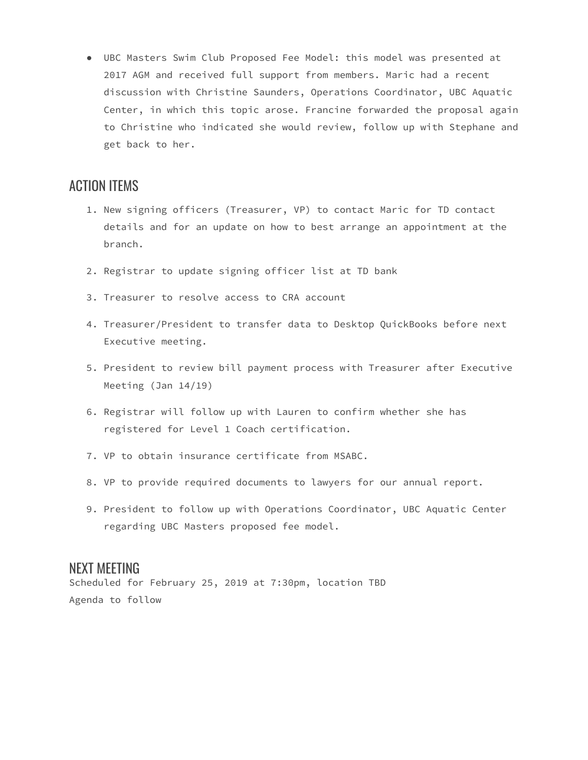- UBC Masters Swim Club Proposed Fee Model: this model was presented at 2017 AGM and received full support from members. Maric had a recent discussion with Christine Saunders, Operations Coordinator, UBC Aquatic Center, in which this topic arose. Francine forwarded the proposal again to Christine who indicated she would review, follow up with Stephane and get back to her.

## ACTION ITEMS

1. New signing officers (Treasurer, VP) to contact Maric for TD contact details and for an update on how to best arrange an appointment at the branch.
2. Registrar to update signing officer list at TD bank
3. Treasurer to resolve access to CRA account
4. Treasurer/President to transfer data to Desktop QuickBooks before next Executive meeting.
5. President to review bill payment process with Treasurer after Executive Meeting (Jan 14/19)
6. Registrar will follow up with Lauren to confirm whether she has registered for Level 1 Coach certification.
7. VP to obtain insurance certificate from MSABC.
8. VP to provide required documents to lawyers for our annual report.
9. President to follow up with Operations Coordinator, UBC Aquatic Center regarding UBC Masters proposed fee model.

## NEXT MEETING

Scheduled for February 25, 2019 at 7:30pm, location TBD

Agenda to follow